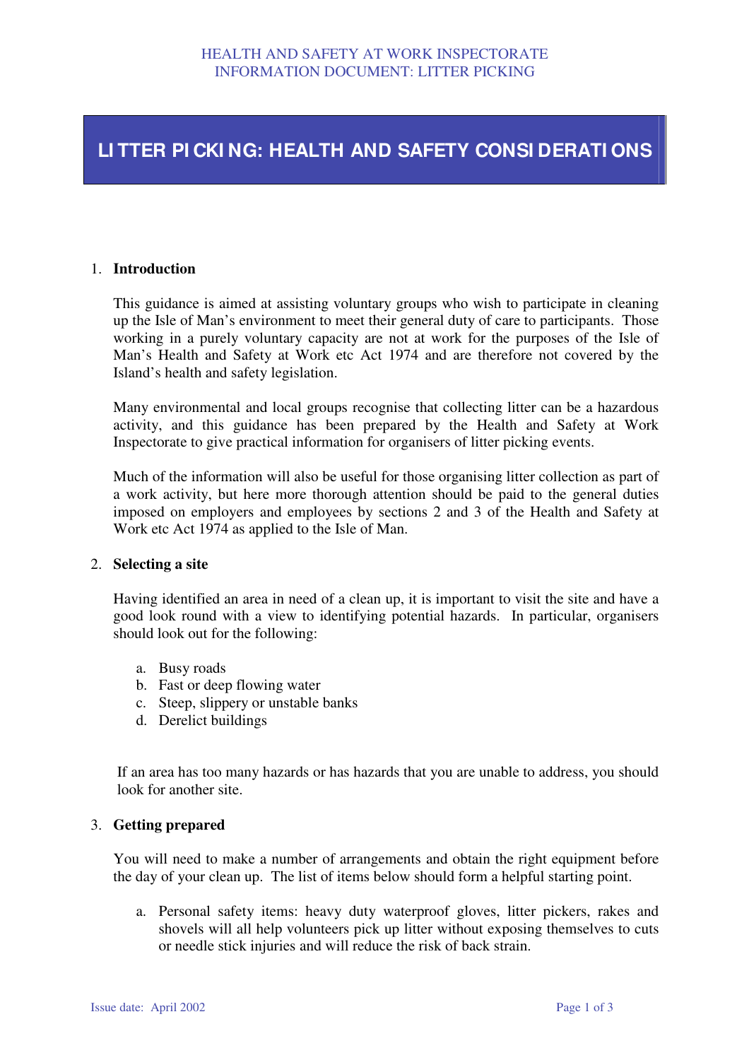# LITTER PICKING: HEALTH AND SAFETY CONSIDERATIONS

## 1. Introduction

This guidance is aimed at assisting voluntary groups who wish to participate in cleaning up the Isle of Man's environment to meet their general duty of care to participants. Those working in a purely voluntary capacity are not at work for the purposes of the Isle of Man's Health and Safety at Work etc Act 1974 and are therefore not covered by the Island's health and safety legislation.

Many environmental and local groups recognise that collecting litter can be a hazardous activity, and this guidance has been prepared by the Health and Safety at Work Inspectorate to give practical information for organisers of litter picking events.

Much of the information will also be useful for those organising litter collection as part of a work activity, but here more thorough attention should be paid to the general duties imposed on employers and employees by sections 2 and 3 of the Health and Safety at Work etc Act 1974 as applied to the Isle of Man.

## 2. Selecting a site

Having identified an area in need of a clean up, it is important to visit the site and have a good look round with a view to identifying potential hazards. In particular, organisers should look out for the following:

a. Busy roads
b. Fast or deep flowing water
c. Steep, slippery or unstable banks
d. Derelict buildings

If an area has too many hazards or has hazards that you are unable to address, you should look for another site.

## 3. Getting prepared

You will need to make a number of arrangements and obtain the right equipment before the day of your clean up. The list of items below should form a helpful starting point.

a. Personal safety items: heavy duty waterproof gloves, litter pickers, rakes and shovels will all help volunteers pick up litter without exposing themselves to cuts or needle stick injuries and will reduce the risk of back strain.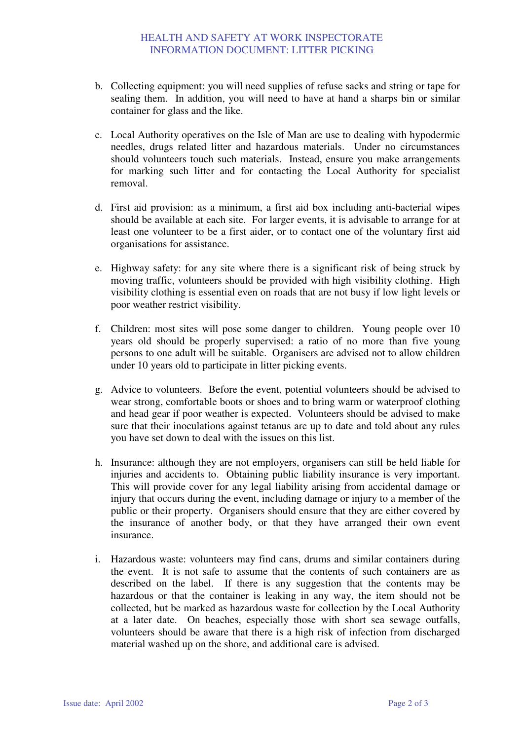b. Collecting equipment: you will need supplies of refuse sacks and string or tape for sealing them. In addition, you will need to have at hand a sharps bin or similar container for glass and the like.

c. Local Authority operatives on the Isle of Man are use to dealing with hypodermic needles, drugs related litter and hazardous materials. Under no circumstances should volunteers touch such materials. Instead, ensure you make arrangements for marking such litter and for contacting the Local Authority for specialist removal.

d. First aid provision: as a minimum, a first aid box including anti-bacterial wipes should be available at each site. For larger events, it is advisable to arrange for at least one volunteer to be a first aider, or to contact one of the voluntary first aid organisations for assistance.

e. Highway safety: for any site where there is a significant risk of being struck by moving traffic, volunteers should be provided with high visibility clothing. High visibility clothing is essential even on roads that are not busy if low light levels or poor weather restrict visibility.

f. Children: most sites will pose some danger to children. Young people over 10 years old should be properly supervised: a ratio of no more than five young persons to one adult will be suitable. Organisers are advised not to allow children under 10 years old to participate in litter picking events.

g. Advice to volunteers. Before the event, potential volunteers should be advised to wear strong, comfortable boots or shoes and to bring warm or waterproof clothing and head gear if poor weather is expected. Volunteers should be advised to make sure that their inoculations against tetanus are up to date and told about any rules you have set down to deal with the issues on this list.

h. Insurance: although they are not employers, organisers can still be held liable for injuries and accidents to. Obtaining public liability insurance is very important. This will provide cover for any legal liability arising from accidental damage or injury that occurs during the event, including damage or injury to a member of the public or their property. Organisers should ensure that they are either covered by the insurance of another body, or that they have arranged their own event insurance.

i. Hazardous waste: volunteers may find cans, drums and similar containers during the event. It is not safe to assume that the contents of such containers are as described on the label. If there is any suggestion that the contents may be hazardous or that the container is leaking in any way, the item should not be collected, but be marked as hazardous waste for collection by the Local Authority at a later date. On beaches, especially those with short sea sewage outfalls, volunteers should be aware that there is a high risk of infection from discharged material washed up on the shore, and additional care is advised.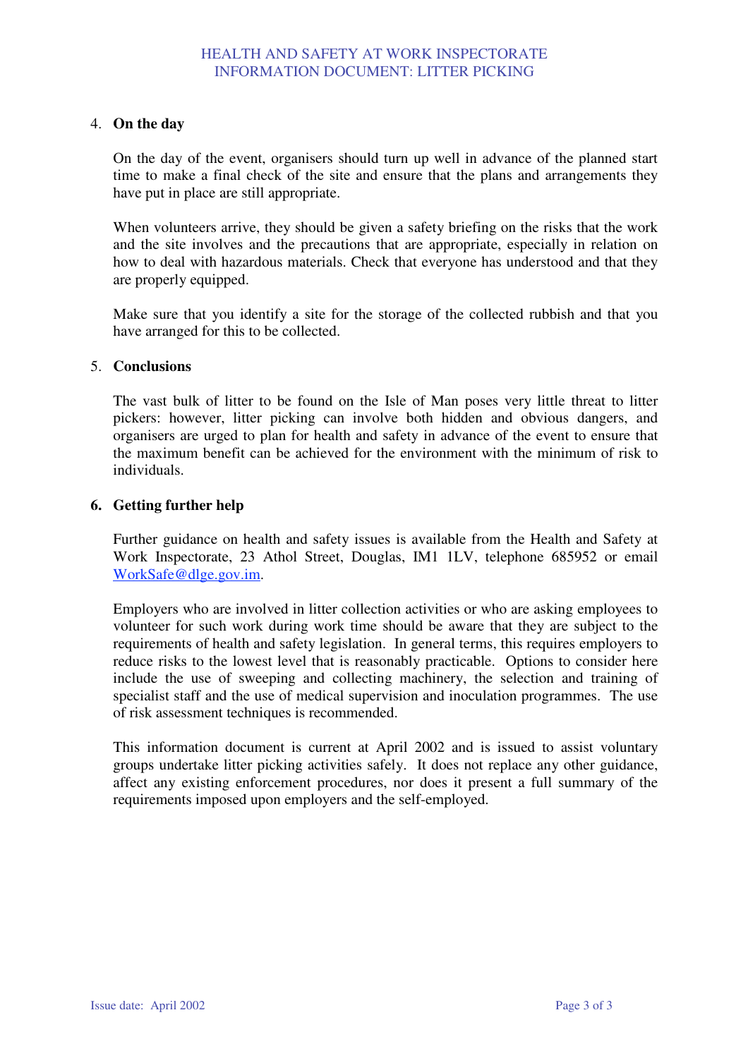## 4. On the day

On the day of the event, organisers should turn up well in advance of the planned start time to make a final check of the site and ensure that the plans and arrangements they have put in place are still appropriate.

When volunteers arrive, they should be given a safety briefing on the risks that the work and the site involves and the precautions that are appropriate, especially in relation on how to deal with hazardous materials. Check that everyone has understood and that they are properly equipped.

Make sure that you identify a site for the storage of the collected rubbish and that you have arranged for this to be collected.

## 5. Conclusions

The vast bulk of litter to be found on the Isle of Man poses very little threat to litter pickers: however, litter picking can involve both hidden and obvious dangers, and organisers are urged to plan for health and safety in advance of the event to ensure that the maximum benefit can be achieved for the environment with the minimum of risk to individuals.

## 6. Getting further help

Further guidance on health and safety issues is available from the Health and Safety at Work Inspectorate, 23 Athol Street, Douglas, IM1 1LV, telephone 685952 or email WorkSafe@dlge.gov.im.

Employers who are involved in litter collection activities or who are asking employees to volunteer for such work during work time should be aware that they are subject to the requirements of health and safety legislation. In general terms, this requires employers to reduce risks to the lowest level that is reasonably practicable. Options to consider here include the use of sweeping and collecting machinery, the selection and training of specialist staff and the use of medical supervision and inoculation programmes. The use of risk assessment techniques is recommended.

This information document is current at April 2002 and is issued to assist voluntary groups undertake litter picking activities safely. It does not replace any other guidance, affect any existing enforcement procedures, nor does it present a full summary of the requirements imposed upon employers and the self-employed.